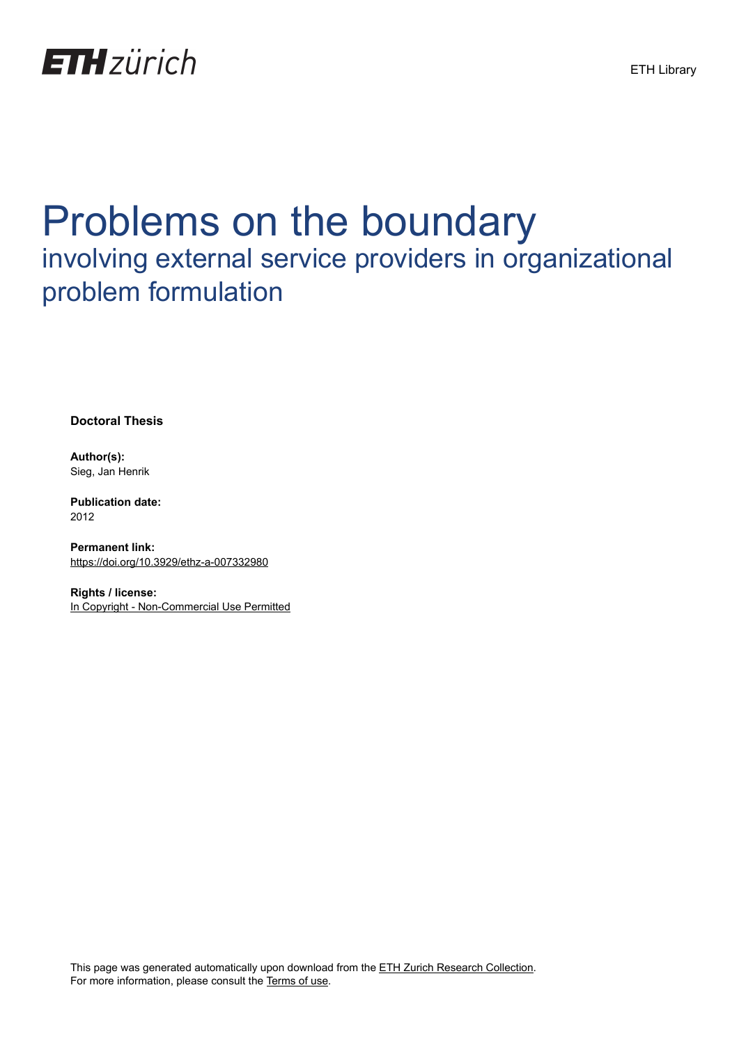ETH zürich

ETH Library

# Problems on the boundary

## involving external service providers in organizational problem formulation

**Doctoral Thesis**

**Author(s):**
Sieg, Jan Henrik

**Publication date:**
2012

**Permanent link:**
https://doi.org/10.3929/ethz-a-007332980

**Rights / license:**
In Copyright - Non-Commercial Use Permitted

This page was generated automatically upon download from the ETH Zurich Research Collection.
For more information, please consult the Terms of use.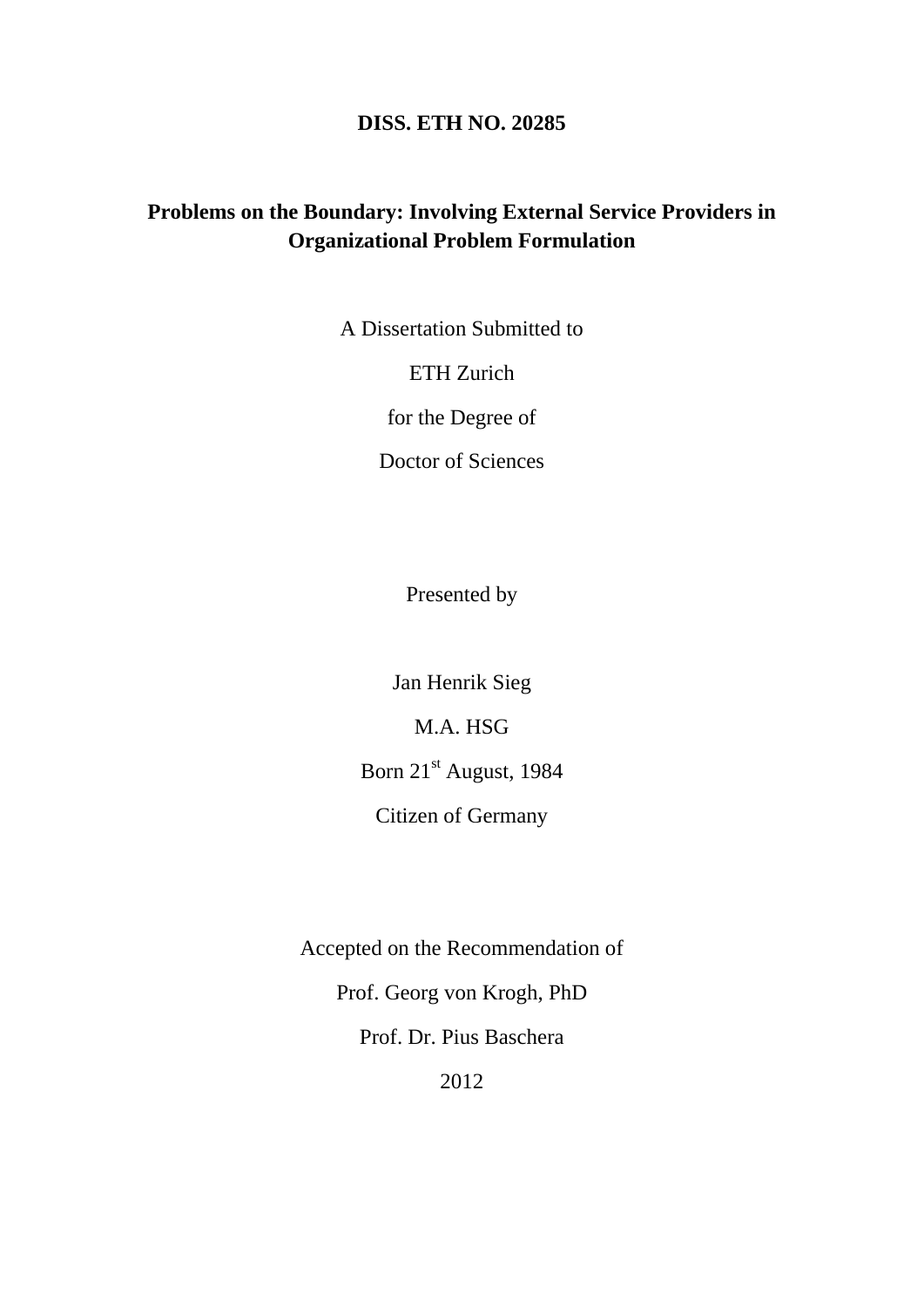**DISS. ETH NO. 20285**

# Problems on the Boundary: Involving External Service Providers in Organizational Problem Formulation

A Dissertation Submitted to

ETH Zurich

for the Degree of

Doctor of Sciences

Presented by

Jan Henrik Sieg

M.A. HSG

Born 21st August, 1984

Citizen of Germany

Accepted on the Recommendation of

Prof. Georg von Krogh, PhD

Prof. Dr. Pius Baschera

2012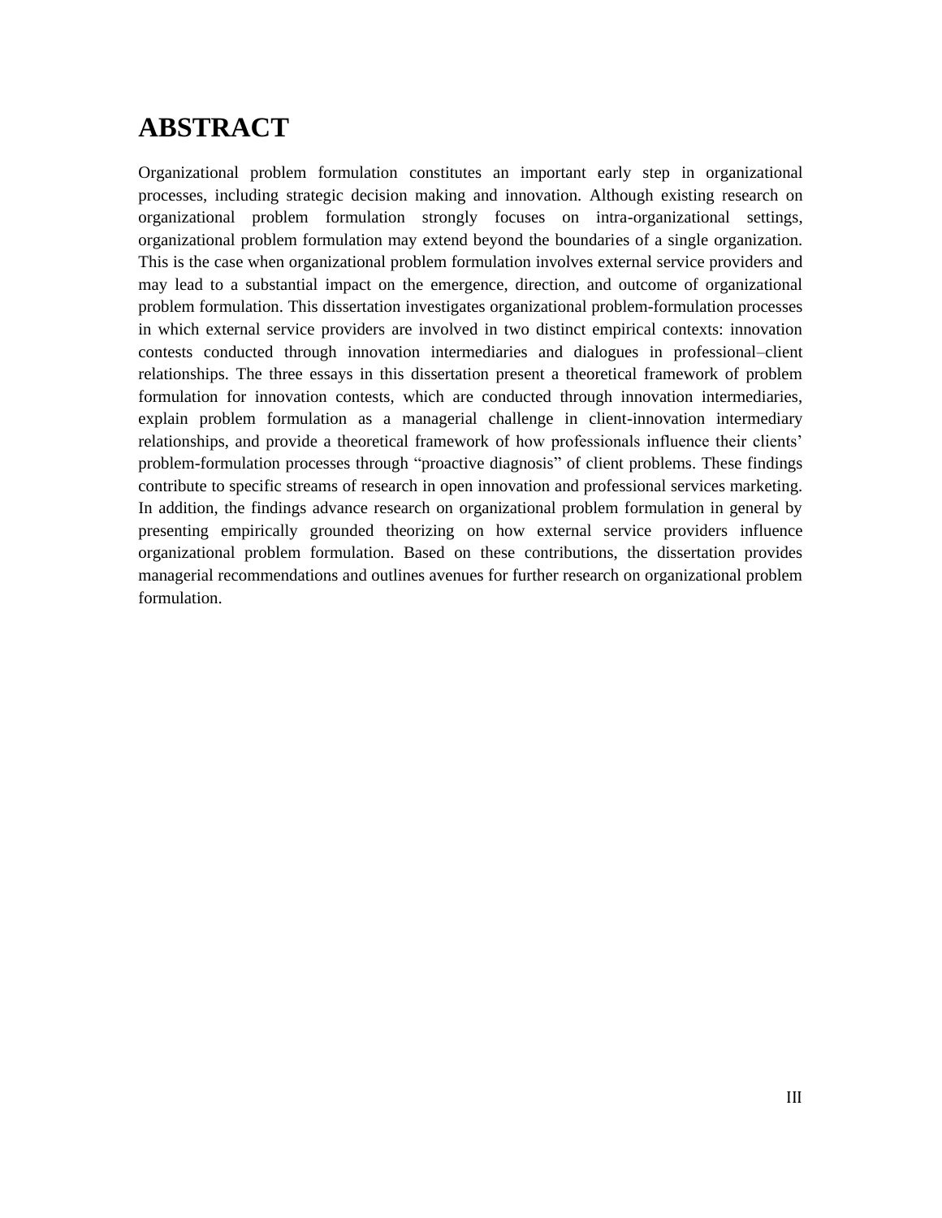# ABSTRACT

Organizational problem formulation constitutes an important early step in organizational processes, including strategic decision making and innovation. Although existing research on organizational problem formulation strongly focuses on intra-organizational settings, organizational problem formulation may extend beyond the boundaries of a single organization. This is the case when organizational problem formulation involves external service providers and may lead to a substantial impact on the emergence, direction, and outcome of organizational problem formulation. This dissertation investigates organizational problem-formulation processes in which external service providers are involved in two distinct empirical contexts: innovation contests conducted through innovation intermediaries and dialogues in professional–client relationships. The three essays in this dissertation present a theoretical framework of problem formulation for innovation contests, which are conducted through innovation intermediaries, explain problem formulation as a managerial challenge in client-innovation intermediary relationships, and provide a theoretical framework of how professionals influence their clients' problem-formulation processes through "proactive diagnosis" of client problems. These findings contribute to specific streams of research in open innovation and professional services marketing. In addition, the findings advance research on organizational problem formulation in general by presenting empirically grounded theorizing on how external service providers influence organizational problem formulation. Based on these contributions, the dissertation provides managerial recommendations and outlines avenues for further research on organizational problem formulation.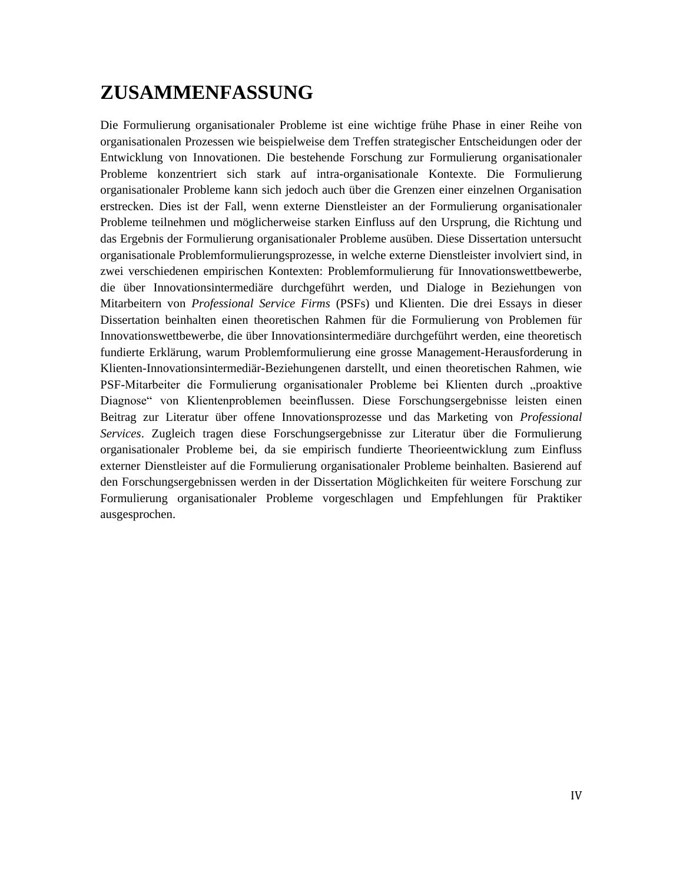# ZUSAMMENFASSUNG

Die Formulierung organisationaler Probleme ist eine wichtige frühe Phase in einer Reihe von organisationalen Prozessen wie beispielweise dem Treffen strategischer Entscheidungen oder der Entwicklung von Innovationen. Die bestehende Forschung zur Formulierung organisationaler Probleme konzentriert sich stark auf intra-organisationale Kontexte. Die Formulierung organisationaler Probleme kann sich jedoch auch über die Grenzen einer einzelnen Organisation erstrecken. Dies ist der Fall, wenn externe Dienstleister an der Formulierung organisationaler Probleme teilnehmen und möglicherweise starken Einfluss auf den Ursprung, die Richtung und das Ergebnis der Formulierung organisationaler Probleme ausüben. Diese Dissertation untersucht organisationale Problemformulierungsprozesse, in welche externe Dienstleister involviert sind, in zwei verschiedenen empirischen Kontexten: Problemformulierung für Innovationswettbewerbe, die über Innovationsintermediäre durchgeführt werden, und Dialoge in Beziehungen von Mitarbeitern von *Professional Service Firms* (PSFs) und Klienten. Die drei Essays in dieser Dissertation beinhalten einen theoretischen Rahmen für die Formulierung von Problemen für Innovationswettbewerbe, die über Innovationsintermediäre durchgeführt werden, eine theoretisch fundierte Erklärung, warum Problemformulierung eine grosse Management-Herausforderung in Klienten-Innovationsintermediär-Beziehungenen darstellt, und einen theoretischen Rahmen, wie PSF-Mitarbeiter die Formulierung organisationaler Probleme bei Klienten durch „proaktive Diagnose" von Klientenproblemen beeinflussen. Diese Forschungsergebnisse leisten einen Beitrag zur Literatur über offene Innovationsprozesse und das Marketing von *Professional Services*. Zugleich tragen diese Forschungsergebnisse zur Literatur über die Formulierung organisationaler Probleme bei, da sie empirisch fundierte Theorieentwicklung zum Einfluss externer Dienstleister auf die Formulierung organisationaler Probleme beinhalten. Basierend auf den Forschungsergebnissen werden in der Dissertation Möglichkeiten für weitere Forschung zur Formulierung organisationaler Probleme vorgeschlagen und Empfehlungen für Praktiker ausgesprochen.